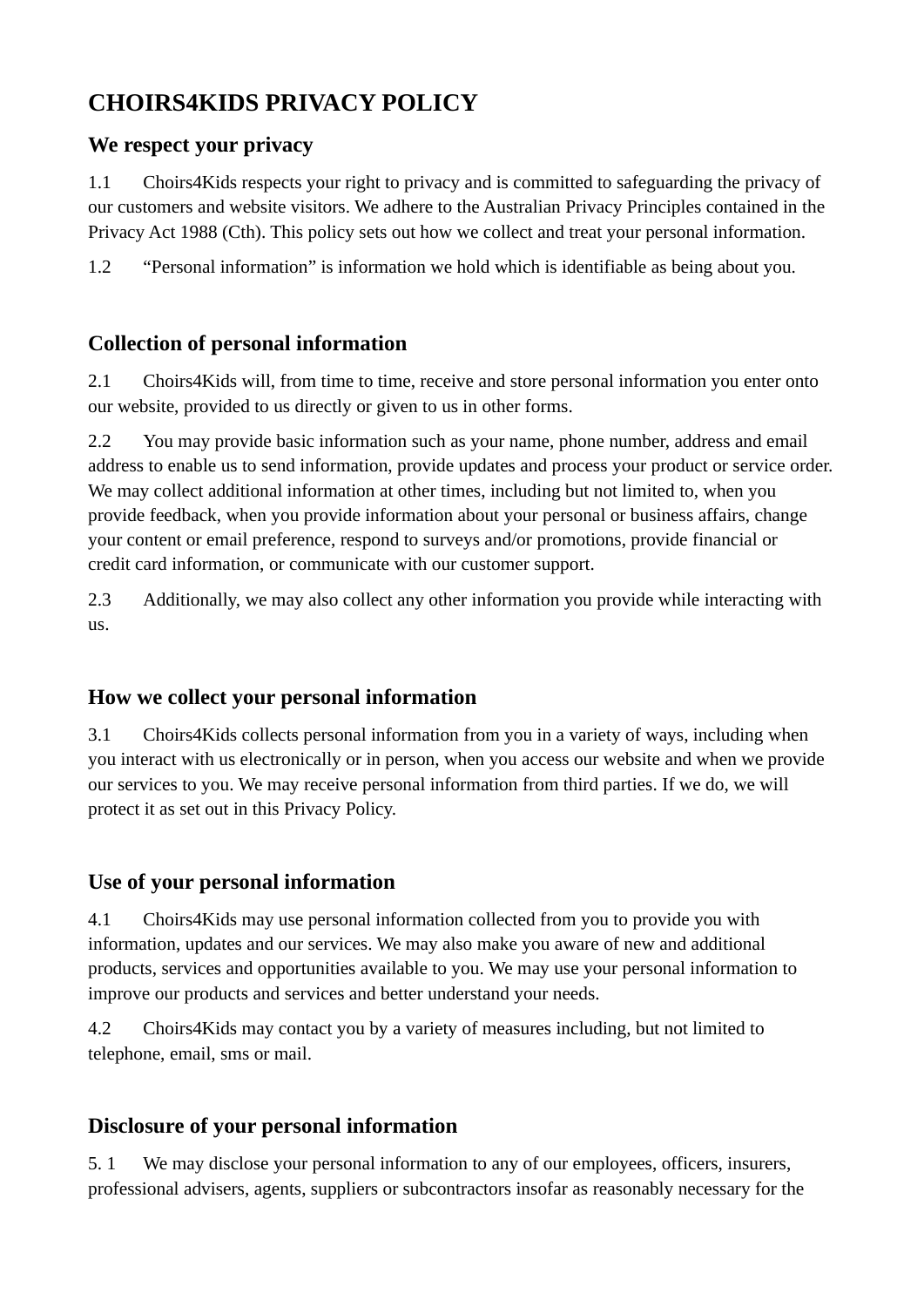# CHOIRS4KIDS PRIVACY POLICY

## We respect your privacy

1.1 Choirs4Kids respects your right to privacy and is committed to safeguarding the privacy of our customers and website visitors. We adhere to the Australian Privacy Principles contained in the Privacy Act 1988 (Cth). This policy sets out how we collect and treat your personal information.

1.2 “Personal information” is information we hold which is identifiable as being about you.

## Collection of personal information

2.1 Choirs4Kids will, from time to time, receive and store personal information you enter onto our website, provided to us directly or given to us in other forms.

2.2 You may provide basic information such as your name, phone number, address and email address to enable us to send information, provide updates and process your product or service order. We may collect additional information at other times, including but not limited to, when you provide feedback, when you provide information about your personal or business affairs, change your content or email preference, respond to surveys and/or promotions, provide financial or credit card information, or communicate with our customer support.

2.3 Additionally, we may also collect any other information you provide while interacting with us.

## How we collect your personal information

3.1 Choirs4Kids collects personal information from you in a variety of ways, including when you interact with us electronically or in person, when you access our website and when we provide our services to you. We may receive personal information from third parties. If we do, we will protect it as set out in this Privacy Policy.

## Use of your personal information

4.1 Choirs4Kids may use personal information collected from you to provide you with information, updates and our services. We may also make you aware of new and additional products, services and opportunities available to you. We may use your personal information to improve our products and services and better understand your needs.

4.2 Choirs4Kids may contact you by a variety of measures including, but not limited to telephone, email, sms or mail.

## Disclosure of your personal information

5. 1 We may disclose your personal information to any of our employees, officers, insurers, professional advisers, agents, suppliers or subcontractors insofar as reasonably necessary for the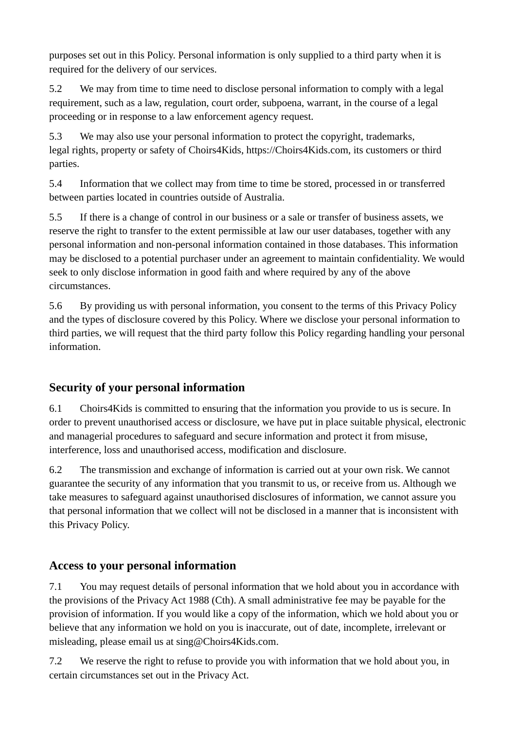purposes set out in this Policy. Personal information is only supplied to a third party when it is required for the delivery of our services.

5.2 We may from time to time need to disclose personal information to comply with a legal requirement, such as a law, regulation, court order, subpoena, warrant, in the course of a legal proceeding or in response to a law enforcement agency request.

5.3 We may also use your personal information to protect the copyright, trademarks, legal rights, property or safety of Choirs4Kids, https://Choirs4Kids.com, its customers or third parties.

5.4 Information that we collect may from time to time be stored, processed in or transferred between parties located in countries outside of Australia.

5.5 If there is a change of control in our business or a sale or transfer of business assets, we reserve the right to transfer to the extent permissible at law our user databases, together with any personal information and non-personal information contained in those databases. This information may be disclosed to a potential purchaser under an agreement to maintain confidentiality. We would seek to only disclose information in good faith and where required by any of the above circumstances.

5.6 By providing us with personal information, you consent to the terms of this Privacy Policy and the types of disclosure covered by this Policy. Where we disclose your personal information to third parties, we will request that the third party follow this Policy regarding handling your personal information.

## Security of your personal information

6.1 Choirs4Kids is committed to ensuring that the information you provide to us is secure. In order to prevent unauthorised access or disclosure, we have put in place suitable physical, electronic and managerial procedures to safeguard and secure information and protect it from misuse, interference, loss and unauthorised access, modification and disclosure.

6.2 The transmission and exchange of information is carried out at your own risk. We cannot guarantee the security of any information that you transmit to us, or receive from us. Although we take measures to safeguard against unauthorised disclosures of information, we cannot assure you that personal information that we collect will not be disclosed in a manner that is inconsistent with this Privacy Policy.

## Access to your personal information

7.1 You may request details of personal information that we hold about you in accordance with the provisions of the Privacy Act 1988 (Cth). A small administrative fee may be payable for the provision of information. If you would like a copy of the information, which we hold about you or believe that any information we hold on you is inaccurate, out of date, incomplete, irrelevant or misleading, please email us at sing@Choirs4Kids.com.

7.2 We reserve the right to refuse to provide you with information that we hold about you, in certain circumstances set out in the Privacy Act.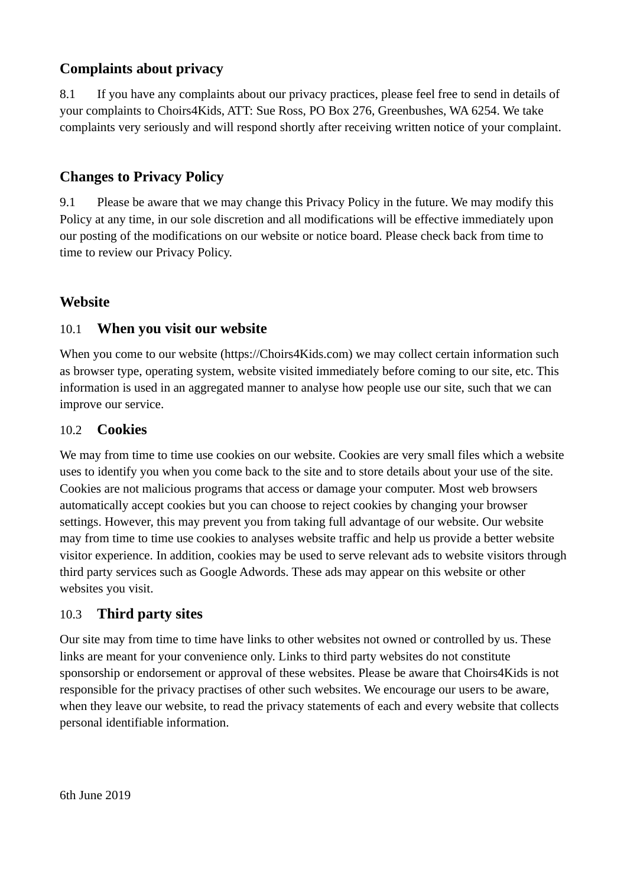## Complaints about privacy

8.1 If you have any complaints about our privacy practices, please feel free to send in details of your complaints to Choirs4Kids, ATT: Sue Ross, PO Box 276, Greenbushes, WA 6254. We take complaints very seriously and will respond shortly after receiving written notice of your complaint.

## Changes to Privacy Policy

9.1 Please be aware that we may change this Privacy Policy in the future. We may modify this Policy at any time, in our sole discretion and all modifications will be effective immediately upon our posting of the modifications on our website or notice board. Please check back from time to time to review our Privacy Policy.

## Website

### 10.1 When you visit our website

When you come to our website (https://Choirs4Kids.com) we may collect certain information such as browser type, operating system, website visited immediately before coming to our site, etc. This information is used in an aggregated manner to analyse how people use our site, such that we can improve our service.

### 10.2 Cookies

We may from time to time use cookies on our website. Cookies are very small files which a website uses to identify you when you come back to the site and to store details about your use of the site. Cookies are not malicious programs that access or damage your computer. Most web browsers automatically accept cookies but you can choose to reject cookies by changing your browser settings. However, this may prevent you from taking full advantage of our website. Our website may from time to time use cookies to analyses website traffic and help us provide a better website visitor experience. In addition, cookies may be used to serve relevant ads to website visitors through third party services such as Google Adwords. These ads may appear on this website or other websites you visit.

### 10.3 Third party sites

Our site may from time to time have links to other websites not owned or controlled by us. These links are meant for your convenience only. Links to third party websites do not constitute sponsorship or endorsement or approval of these websites. Please be aware that Choirs4Kids is not responsible for the privacy practises of other such websites. We encourage our users to be aware, when they leave our website, to read the privacy statements of each and every website that collects personal identifiable information.

6th June 2019